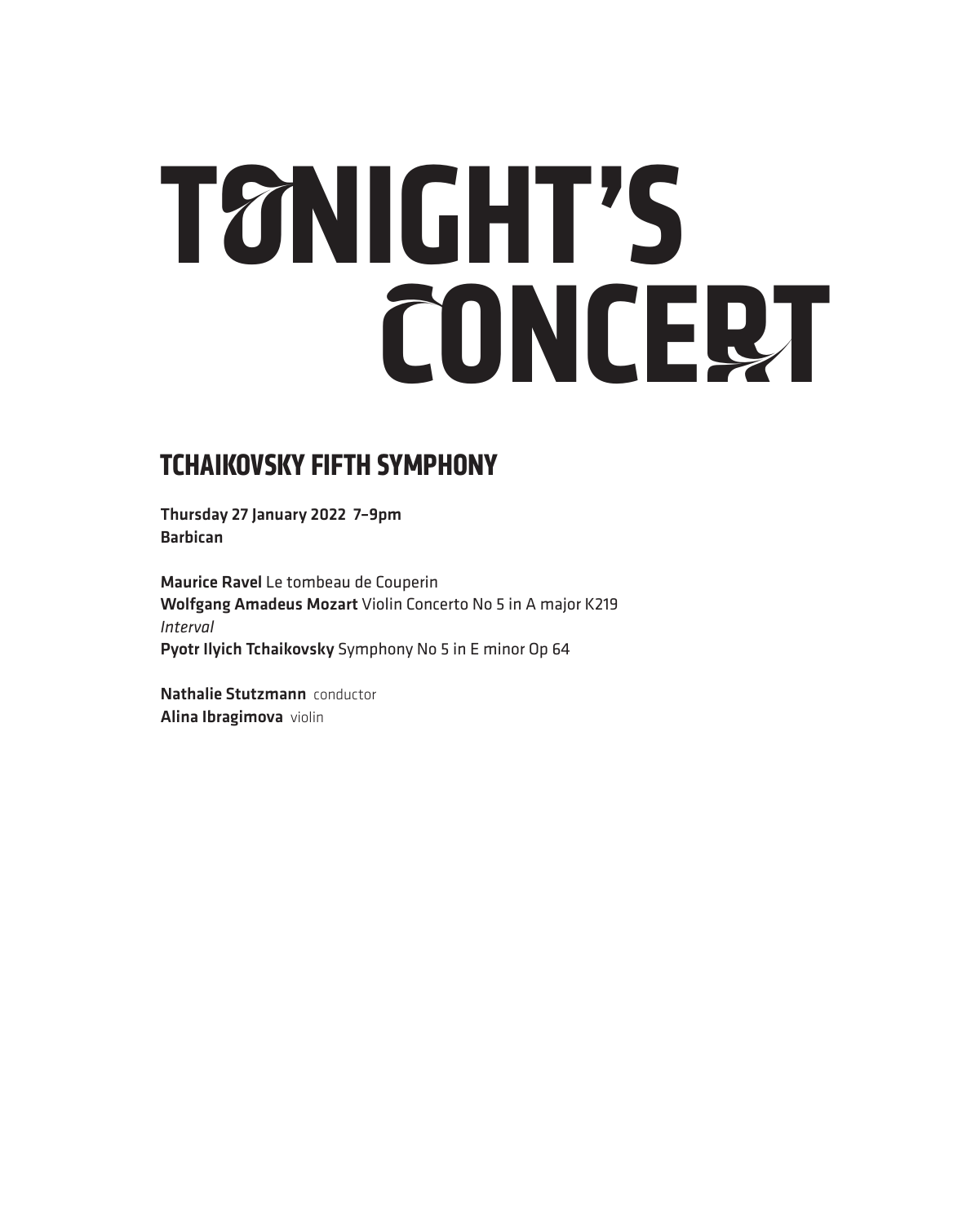# TONIGHT'S CONCERT

## TCHAIKOVSKY FIFTH SYMPHONY

**Thursday 27 January 2022 7–9pm**
**Barbican**

**Maurice Ravel** Le tombeau de Couperin
**Wolfgang Amadeus Mozart** Violin Concerto No 5 in A major K219
*Interval*
**Pyotr Ilyich Tchaikovsky** Symphony No 5 in E minor Op 64

**Nathalie Stutzmann** conductor
**Alina Ibragimova** violin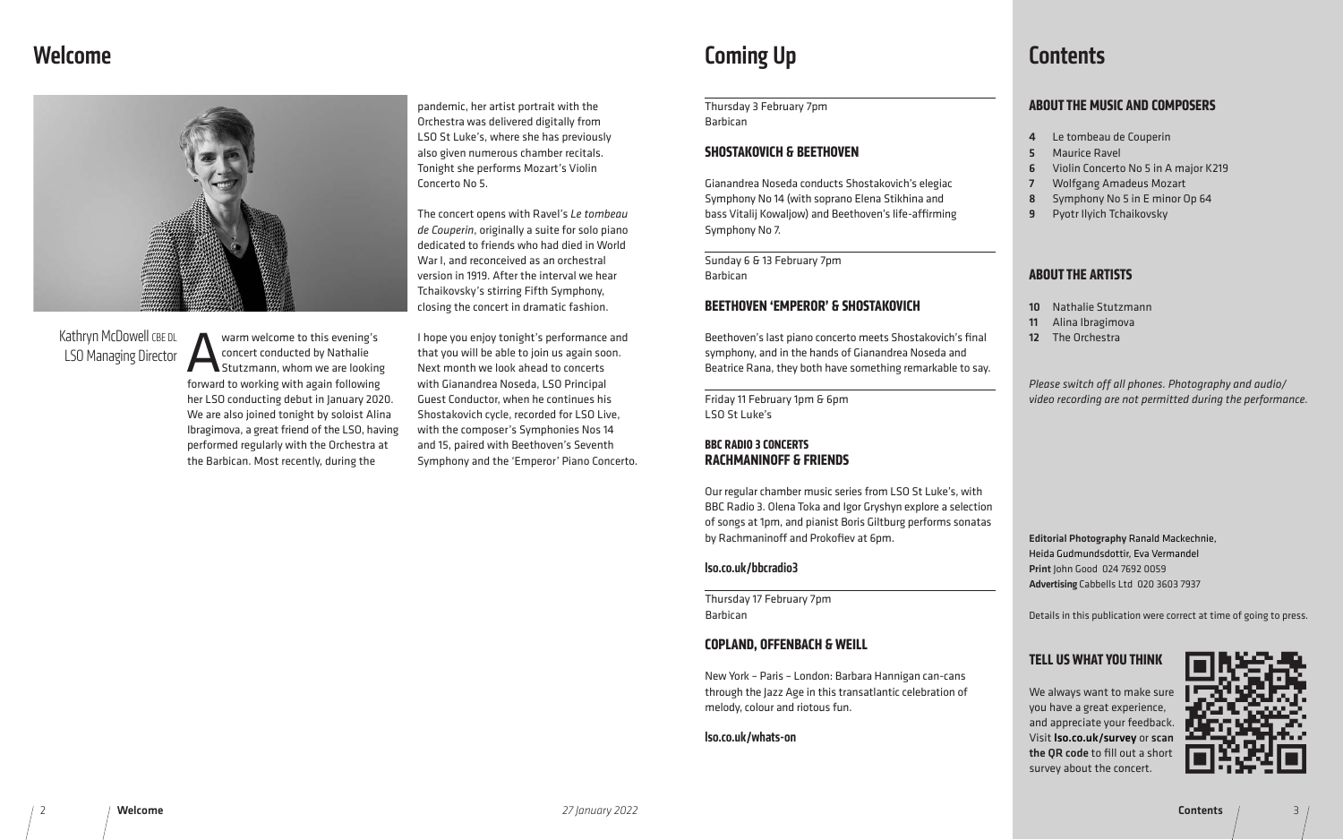# Welcome

Kathryn McDowell CBE DL
LSO Managing Director

A warm welcome to this evening's concert conducted by Nathalie Stutzmann, whom we are looking forward to working with again following her LSO conducting debut in January 2020. We are also joined tonight by soloist Alina Ibragimova, a great friend of the LSO, having performed regularly with the Orchestra at the Barbican. Most recently, during the pandemic, her artist portrait with the Orchestra was delivered digitally from LSO St Luke's, where she has previously also given numerous chamber recitals. Tonight she performs Mozart's Violin Concerto No 5.

The concert opens with Ravel's *Le tombeau de Couperin*, originally a suite for solo piano dedicated to friends who had died in World War I, and reconceived as an orchestral version in 1919. After the interval we hear Tchaikovsky's stirring Fifth Symphony, closing the concert in dramatic fashion.

I hope you enjoy tonight's performance and that you will be able to join us again soon. Next month we look ahead to concerts with Gianandrea Noseda, LSO Principal Guest Conductor, when he continues his Shostakovich cycle, recorded for LSO Live, with the composer's Symphonies Nos 14 and 15, paired with Beethoven's Seventh Symphony and the 'Emperor' Piano Concerto.

# Coming Up

Thursday 3 February 7pm
Barbican

### SHOSTAKOVICH & BEETHOVEN

Gianandrea Noseda conducts Shostakovich's elegiac Symphony No 14 (with soprano Elena Stikhina and bass Vitalij Kowaljow) and Beethoven's life-affirming Symphony No 7.

Sunday 6 & 13 February 7pm
Barbican

### BEETHOVEN 'EMPEROR' & SHOSTAKOVICH

Beethoven's last piano concerto meets Shostakovich's final symphony, and in the hands of Gianandrea Noseda and Beatrice Rana, they both have something remarkable to say.

Friday 11 February 1pm & 6pm
LSO St Luke's

### BBC RADIO 3 CONCERTS
### RACHMANINOFF & FRIENDS

Our regular chamber music series from LSO St Luke's, with BBC Radio 3. Olena Toka and Igor Gryshyn explore a selection of songs at 1pm, and pianist Boris Giltburg performs sonatas by Rachmaninoff and Prokofiev at 6pm.

**lso.co.uk/bbcradio3**

Thursday 17 February 7pm
Barbican

### COPLAND, OFFENBACH & WEILL

New York – Paris – London: Barbara Hannigan can-cans through the Jazz Age in this transatlantic celebration of melody, colour and riotous fun.

**lso.co.uk/whats-on**

# Contents

### ABOUT THE MUSIC AND COMPOSERS

- **4** Le tombeau de Couperin
- **5** Maurice Ravel
- **6** Violin Concerto No 5 in A major K219
- **7** Wolfgang Amadeus Mozart
- **8** Symphony No 5 in E minor Op 64
- **9** Pyotr Ilyich Tchaikovsky

### ABOUT THE ARTISTS

- **10** Nathalie Stutzmann
- **11** Alina Ibragimova
- **12** The Orchestra

*Please switch off all phones. Photography and audio/video recording are not permitted during the performance.*

**Editorial Photography** Ranald Mackechnie, Heida Gudmundsdottir, Eva Vermandel
**Print** John Good 024 7692 0059
**Advertising** Cabbells Ltd 020 3603 7937

Details in this publication were correct at time of going to press.

### TELL US WHAT YOU THINK

We always want to make sure you have a great experience, and appreciate your feedback. Visit **lso.co.uk/survey** or **scan the QR code** to fill out a short survey about the concert.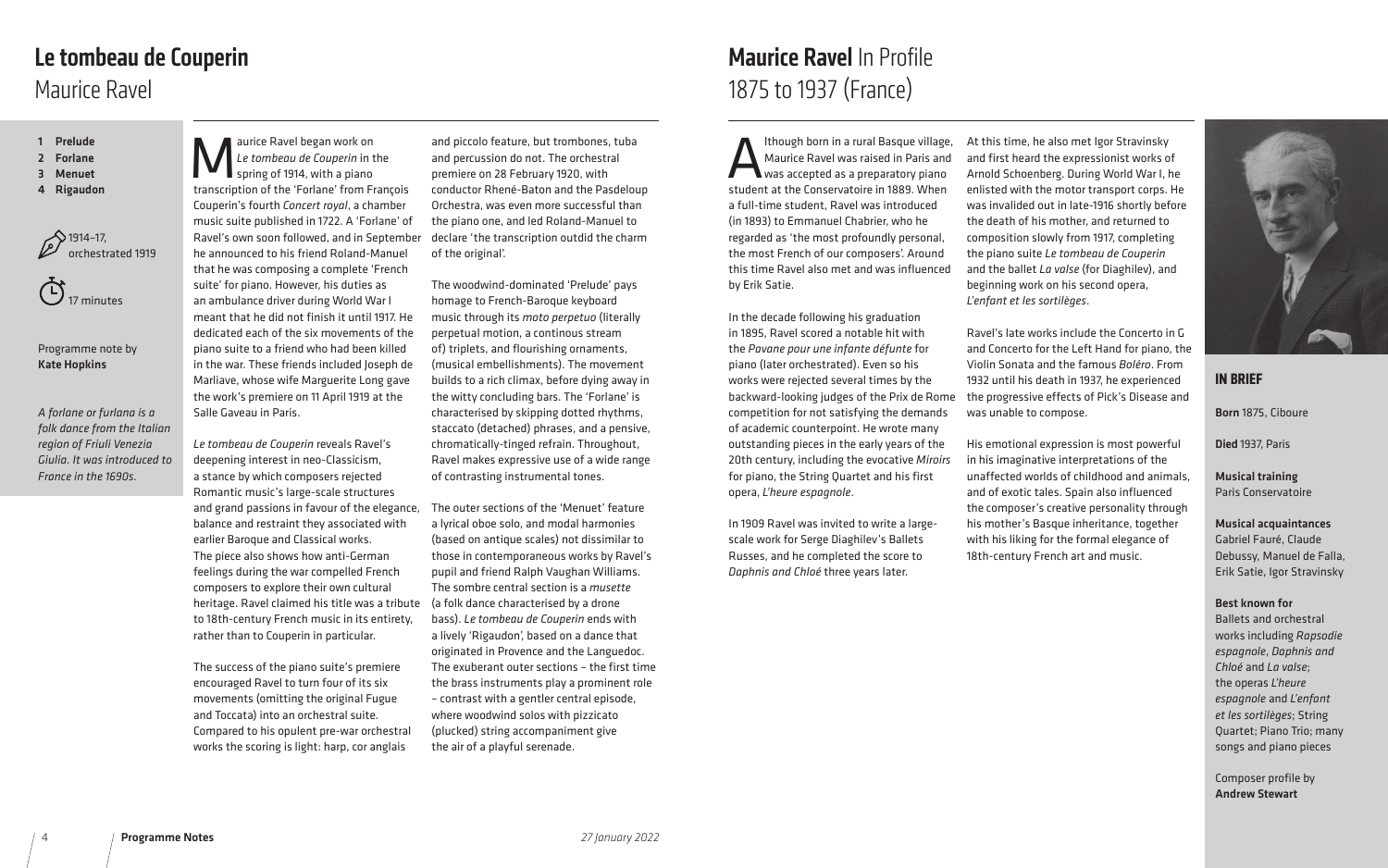# Le tombeau de Couperin

## Maurice Ravel

1. Prelude
2. Forlane
3. Menuet
4. Rigaudon

1914–17, orchestrated 1919

17 minutes

Programme note by **Kate Hopkins**

*A forlane or furlana is a folk dance from the Italian region of Friuli Venezia Giulia. It was introduced to France in the 1690s.*

Maurice Ravel began work on *Le tombeau de Couperin* in the spring of 1914, with a piano transcription of the 'Forlane' from François Couperin's fourth *Concert royal*, a chamber music suite published in 1722. A 'Forlane' of Ravel's own soon followed, and in September he announced to his friend Roland-Manuel that he was composing a complete 'French suite' for piano. However, his duties as an ambulance driver during World War I meant that he did not finish it until 1917. He dedicated each of the six movements of the piano suite to a friend who had been killed in the war. These friends included Joseph de Marliave, whose wife Marguerite Long gave the work's premiere on 11 April 1919 at the Salle Gaveau in Paris.

*Le tombeau de Couperin* reveals Ravel's deepening interest in neo-Classicism, a stance by which composers rejected Romantic music's large-scale structures and grand passions in favour of the elegance, balance and restraint they associated with earlier Baroque and Classical works. The piece also shows how anti-German feelings during the war compelled French composers to explore their own cultural heritage. Ravel claimed his title was a tribute to 18th-century French music in its entirety, rather than to Couperin in particular.

The success of the piano suite's premiere encouraged Ravel to turn four of its six movements (omitting the original Fugue and Toccata) into an orchestral suite. Compared to his opulent pre-war orchestral works the scoring is light: harp, cor anglais and piccolo feature, but trombones, tuba and percussion do not. The orchestral premiere on 28 February 1920, with conductor Rhené-Baton and the Pasdeloup Orchestra, was even more successful than the piano one, and led Roland-Manuel to declare 'the transcription outdid the charm of the original'.

The woodwind-dominated 'Prelude' pays homage to French-Baroque keyboard music through its *moto perpetuo* (literally perpetual motion, a continous stream of) triplets, and flourishing ornaments, (musical embellishments). The movement builds to a rich climax, before dying away in the witty concluding bars. The 'Forlane' is characterised by skipping dotted rhythms, staccato (detached) phrases, and a pensive, chromatically-tinged refrain. Throughout, Ravel makes expressive use of a wide range of contrasting instrumental tones.

The outer sections of the 'Menuet' feature a lyrical oboe solo, and modal harmonies (based on antique scales) not dissimilar to those in contemporaneous works by Ravel's pupil and friend Ralph Vaughan Williams. The sombre central section is a *musette* (a folk dance characterised by a drone bass). *Le tombeau de Couperin* ends with a lively 'Rigaudon', based on a dance that originated in Provence and the Languedoc. The exuberant outer sections – the first time the brass instruments play a prominent role – contrast with a gentler central episode, where woodwind solos with pizzicato (plucked) string accompaniment give the air of a playful serenade.

# Maurice Ravel In Profile

## 1875 to 1937 (France)

Although born in a rural Basque village, Maurice Ravel was raised in Paris and was accepted as a preparatory piano student at the Conservatoire in 1889. When a full-time student, Ravel was introduced (in 1893) to Emmanuel Chabrier, who he regarded as 'the most profoundly personal, the most French of our composers'. Around this time Ravel also met and was influenced by Erik Satie.

In the decade following his graduation in 1895, Ravel scored a notable hit with the *Pavane pour une infante défunte* for piano (later orchestrated). Even so his works were rejected several times by the backward-looking judges of the Prix de Rome competition for not satisfying the demands of academic counterpoint. He wrote many outstanding pieces in the early years of the 20th century, including the evocative *Miroirs* for piano, the String Quartet and his first opera, *L'heure espagnole*.

In 1909 Ravel was invited to write a large-scale work for Serge Diaghilev's Ballets Russes, and he completed the score to *Daphnis and Chloé* three years later.

At this time, he also met Igor Stravinsky and first heard the expressionist works of Arnold Schoenberg. During World War I, he enlisted with the motor transport corps. He was invalided out in late-1916 shortly before the death of his mother, and returned to composition slowly from 1917, completing the piano suite *Le tombeau de Couperin* and the ballet *La valse* (for Diaghilev), and beginning work on his second opera, *L'enfant et les sortilèges*.

Ravel's late works include the Concerto in G and Concerto for the Left Hand for piano, the Violin Sonata and the famous *Boléro*. From 1932 until his death in 1937, he experienced the progressive effects of Pick's Disease and was unable to compose.

His emotional expression is most powerful in his imaginative interpretations of the unaffected worlds of childhood and animals, and of exotic tales. Spain also influenced the composer's creative personality through his mother's Basque inheritance, together with his liking for the formal elegance of 18th-century French art and music.

### IN BRIEF

**Born** 1875, Ciboure

**Died** 1937, Paris

**Musical training**
Paris Conservatoire

**Musical acquaintances**
Gabriel Fauré, Claude Debussy, Manuel de Falla, Erik Satie, Igor Stravinsky

**Best known for**
Ballets and orchestral works including *Rapsodie espagnole*, *Daphnis and Chloé* and *La valse*; the operas *L'heure espagnole* and *L'enfant et les sortilèges*; String Quartet; Piano Trio; many songs and piano pieces

Composer profile by **Andrew Stewart**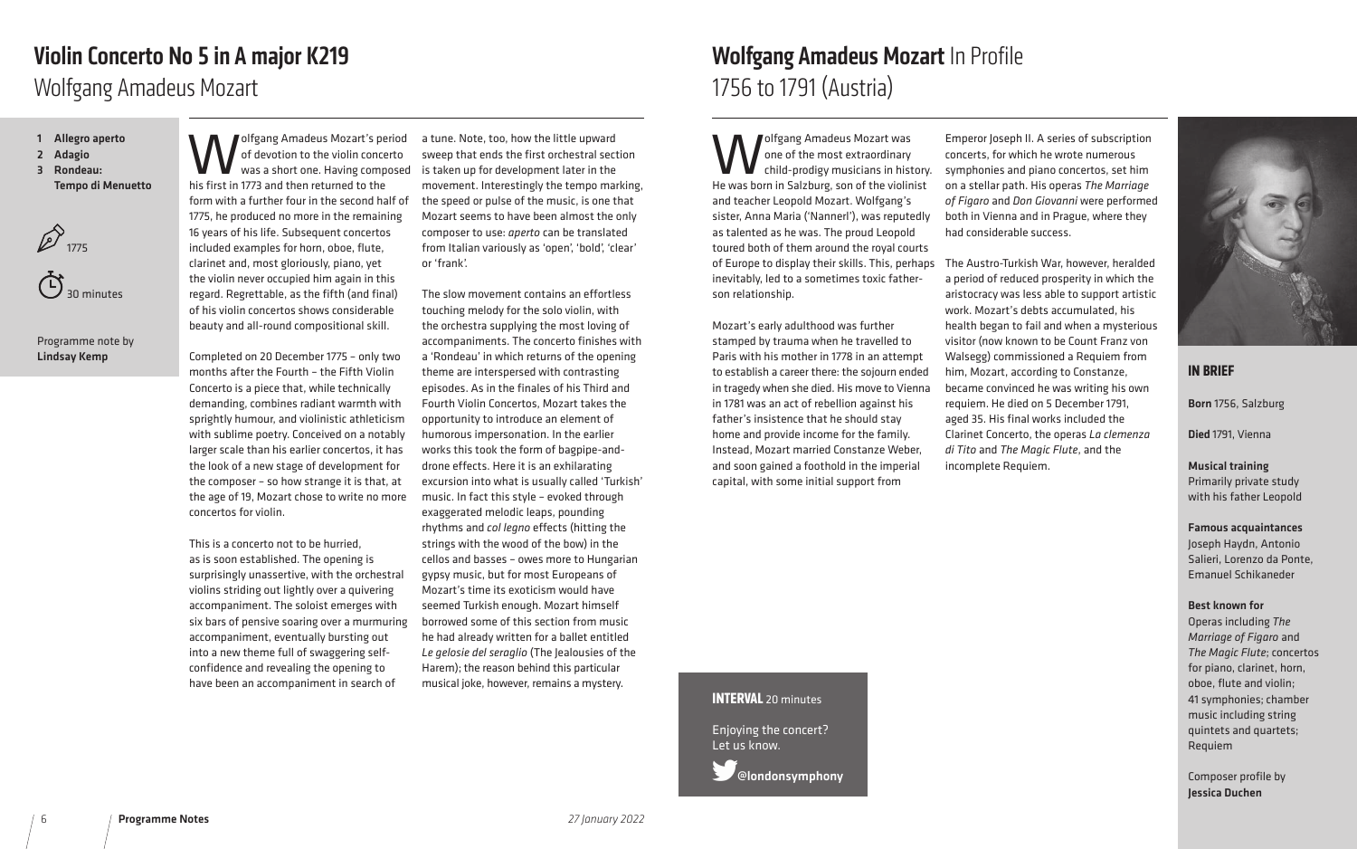# Violin Concerto No 5 in A major K219

## Wolfgang Amadeus Mozart

1. **Allegro aperto**
2. **Adagio**
3. **Rondeau: Tempo di Menuetto**

1775

30 minutes

Programme note by **Lindsay Kemp**

Wolfgang Amadeus Mozart's period of devotion to the violin concerto was a short one. Having composed his first in 1773 and then returned to the form with a further four in the second half of 1775, he produced no more in the remaining 16 years of his life. Subsequent concertos included examples for horn, oboe, flute, clarinet and, most gloriously, piano, yet the violin never occupied him again in this regard. Regrettable, as the fifth (and final) of his violin concertos shows considerable beauty and all-round compositional skill.

Completed on 20 December 1775 – only two months after the Fourth – the Fifth Violin Concerto is a piece that, while technically demanding, combines radiant warmth with sprightly humour, and violinistic athleticism with sublime poetry. Conceived on a notably larger scale than his earlier concertos, it has the look of a new stage of development for the composer – so how strange it is that, at the age of 19, Mozart chose to write no more concertos for violin.

This is a concerto not to be hurried, as is soon established. The opening is surprisingly unassertive, with the orchestral violins striding out lightly over a quivering accompaniment. The soloist emerges with six bars of pensive soaring over a murmuring accompaniment, eventually bursting out into a new theme full of swaggering self-confidence and revealing the opening to have been an accompaniment in search of a tune. Note, too, how the little upward sweep that ends the first orchestral section is taken up for development later in the movement. Interestingly the tempo marking, the speed or pulse of the music, is one that Mozart seems to have been almost the only composer to use: *aperto* can be translated from Italian variously as 'open', 'bold', 'clear' or 'frank'.

The slow movement contains an effortless touching melody for the solo violin, with the orchestra supplying the most loving of accompaniments. The concerto finishes with a 'Rondeau' in which returns of the opening theme are interspersed with contrasting episodes. As in the finales of his Third and Fourth Violin Concertos, Mozart takes the opportunity to introduce an element of humorous impersonation. In the earlier works this took the form of bagpipe-and-drone effects. Here it is an exhilarating excursion into what is usually called 'Turkish' music. In fact this style – evoked through exaggerated melodic leaps, pounding rhythms and *col legno* effects (hitting the strings with the wood of the bow) in the cellos and basses – owes more to Hungarian gypsy music, but for most Europeans of Mozart's time its exoticism would have seemed Turkish enough. Mozart himself borrowed some of this section from music he had already written for a ballet entitled *Le gelosie del seraglio* (The Jealousies of the Harem); the reason behind this particular musical joke, however, remains a mystery.

# Wolfgang Amadeus Mozart In Profile

## 1756 to 1791 (Austria)

Wolfgang Amadeus Mozart was one of the most extraordinary child-prodigy musicians in history. He was born in Salzburg, son of the violinist and teacher Leopold Mozart. Wolfgang's sister, Anna Maria ('Nannerl'), was reputedly as talented as he was. The proud Leopold toured both of them around the royal courts of Europe to display their skills. This, perhaps inevitably, led to a sometimes toxic father-son relationship.

Mozart's early adulthood was further stamped by trauma when he travelled to Paris with his mother in 1778 in an attempt to establish a career there: the sojourn ended in tragedy when she died. His move to Vienna in 1781 was an act of rebellion against his father's insistence that he should stay home and provide income for the family. Instead, Mozart married Constanze Weber, and soon gained a foothold in the imperial capital, with some initial support from Emperor Joseph II. A series of subscription concerts, for which he wrote numerous symphonies and piano concertos, set him on a stellar path. His operas *The Marriage of Figaro* and *Don Giovanni* were performed both in Vienna and in Prague, where they had considerable success.

The Austro-Turkish War, however, heralded a period of reduced prosperity in which the aristocracy was less able to support artistic work. Mozart's debts accumulated, his health began to fail and when a mysterious visitor (now known to be Count Franz von Walsegg) commissioned a Requiem from him, Mozart, according to Constanze, became convinced he was writing his own requiem. He died on 5 December 1791, aged 35. His final works included the Clarinet Concerto, the operas *La clemenza di Tito* and *The Magic Flute*, and the incomplete Requiem.

### IN BRIEF

**Born** 1756, Salzburg

**Died** 1791, Vienna

**Musical training**
Primarily private study with his father Leopold

**Famous acquaintances**
Joseph Haydn, Antonio Salieri, Lorenzo da Ponte, Emanuel Schikaneder

**Best known for**
Operas including *The Marriage of Figaro* and *The Magic Flute*; concertos for piano, clarinet, horn, oboe, flute and violin; 41 symphonies; chamber music including string quintets and quartets; Requiem

Composer profile by **Jessica Duchen**

**INTERVAL** 20 minutes

Enjoying the concert? Let us know.

**@londonsymphony**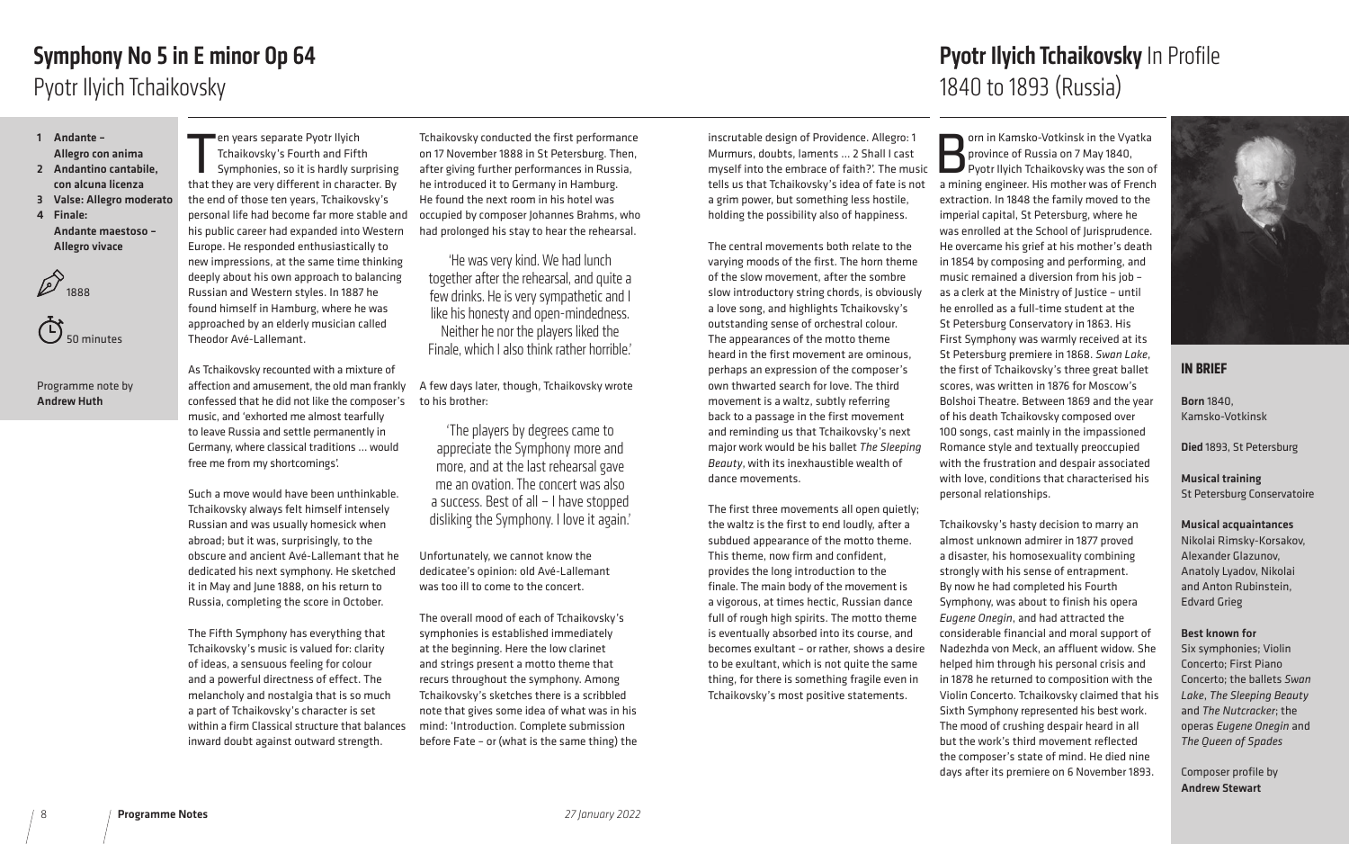# Symphony No 5 in E minor Op 64

## Pyotr Ilyich Tchaikovsky

1. **Andante – Allegro con anima**
2. **Andantino cantabile, con alcuna licenza**
3. **Valse: Allegro moderato**
4. **Finale: Andante maestoso – Allegro vivace**

1888

50 minutes

Programme note by **Andrew Huth**

Ten years separate Pyotr Ilyich Tchaikovsky's Fourth and Fifth Symphonies, so it is hardly surprising that they are very different in character. By the end of those ten years, Tchaikovsky's personal life had become far more stable and his public career had expanded into Western Europe. He responded enthusiastically to new impressions, at the same time thinking deeply about his own approach to balancing Russian and Western styles. In 1887 he found himself in Hamburg, where he was approached by an elderly musician called Theodor Avé-Lallemant.

As Tchaikovsky recounted with a mixture of affection and amusement, the old man frankly confessed that he did not like the composer's music, and 'exhorted me almost tearfully to leave Russia and settle permanently in Germany, where classical traditions … would free me from my shortcomings'.

Such a move would have been unthinkable. Tchaikovsky always felt himself intensely Russian and was usually homesick when abroad; but it was, surprisingly, to the obscure and ancient Avé-Lallemant that he dedicated his next symphony. He sketched it in May and June 1888, on his return to Russia, completing the score in October.

The Fifth Symphony has everything that Tchaikovsky's music is valued for: clarity of ideas, a sensuous feeling for colour and a powerful directness of effect. The melancholy and nostalgia that is so much a part of Tchaikovsky's character is set within a firm Classical structure that balances inward doubt against outward strength.

Tchaikovsky conducted the first performance on 17 November 1888 in St Petersburg. Then, after giving further performances in Russia, he introduced it to Germany in Hamburg. He found the next room in his hotel was occupied by composer Johannes Brahms, who had prolonged his stay to hear the rehearsal.

> 'He was very kind. We had lunch together after the rehearsal, and quite a few drinks. He is very sympathetic and I like his honesty and open-mindedness. Neither he nor the players liked the Finale, which I also think rather horrible.'

A few days later, though, Tchaikovsky wrote to his brother:

> 'The players by degrees came to appreciate the Symphony more and more, and at the last rehearsal gave me an ovation. The concert was also a success. Best of all – I have stopped disliking the Symphony. I love it again.'

Unfortunately, we cannot know the dedicatee's opinion: old Avé-Lallemant was too ill to come to the concert.

The overall mood of each of Tchaikovsky's symphonies is established immediately at the beginning. Here the low clarinet and strings present a motto theme that recurs throughout the symphony. Among Tchaikovsky's sketches there is a scribbled note that gives some idea of what was in his mind: 'Introduction. Complete submission before Fate – or (what is the same thing) the inscrutable design of Providence. Allegro: 1 Murmurs, doubts, laments … 2 Shall I cast myself into the embrace of faith?'. The music tells us that Tchaikovsky's idea of fate is not a grim power, but something less hostile, holding the possibility also of happiness.

The central movements both relate to the varying moods of the first. The horn theme of the slow movement, after the sombre slow introductory string chords, is obviously a love song, and highlights Tchaikovsky's outstanding sense of orchestral colour. The appearances of the motto theme heard in the first movement are ominous, perhaps an expression of the composer's own thwarted search for love. The third movement is a waltz, subtly referring back to a passage in the first movement and reminding us that Tchaikovsky's next major work would be his ballet *The Sleeping Beauty*, with its inexhaustible wealth of dance movements.

The first three movements all open quietly; the waltz is the first to end loudly, after a subdued appearance of the motto theme. This theme, now firm and confident, provides the long introduction to the finale. The main body of the movement is a vigorous, at times hectic, Russian dance full of rough high spirits. The motto theme is eventually absorbed into its course, and becomes exultant – or rather, shows a desire to be exultant, which is not quite the same thing, for there is something fragile even in Tchaikovsky's most positive statements.

# Pyotr Ilyich Tchaikovsky In Profile

## 1840 to 1893 (Russia)

Born in Kamsko-Votkinsk in the Vyatka province of Russia on 7 May 1840, Pyotr Ilyich Tchaikovsky was the son of a mining engineer. His mother was of French extraction. In 1848 the family moved to the imperial capital, St Petersburg, where he was enrolled at the School of Jurisprudence. He overcame his grief at his mother's death in 1854 by composing and performing, and music remained a diversion from his job – as a clerk at the Ministry of Justice – until he enrolled as a full-time student at the St Petersburg Conservatory in 1863. His First Symphony was warmly received at its St Petersburg premiere in 1868. *Swan Lake*, the first of Tchaikovsky's three great ballet scores, was written in 1876 for Moscow's Bolshoi Theatre. Between 1869 and the year of his death Tchaikovsky composed over 100 songs, cast mainly in the impassioned Romance style and textually preoccupied with the frustration and despair associated with love, conditions that characterised his personal relationships.

Tchaikovsky's hasty decision to marry an almost unknown admirer in 1877 proved a disaster, his homosexuality combining strongly with his sense of entrapment. By now he had completed his Fourth Symphony, was about to finish his opera *Eugene Onegin*, and had attracted the considerable financial and moral support of Nadezhda von Meck, an affluent widow. She helped him through his personal crisis and in 1878 he returned to composition with the Violin Concerto. Tchaikovsky claimed that his Sixth Symphony represented his best work. The mood of crushing despair heard in all but the work's third movement reflected the composer's state of mind. He died nine days after its premiere on 6 November 1893.

### IN BRIEF

**Born** 1840, Kamsko-Votkinsk

**Died** 1893, St Petersburg

**Musical training**
St Petersburg Conservatoire

**Musical acquaintances**
Nikolai Rimsky-Korsakov, Alexander Glazunov, Anatoly Lyadov, Nikolai and Anton Rubinstein, Edvard Grieg

**Best known for**
Six symphonies; Violin Concerto; First Piano Concerto; the ballets *Swan Lake*, *The Sleeping Beauty* and *The Nutcracker*; the operas *Eugene Onegin* and *The Queen of Spades*

Composer profile by **Andrew Stewart**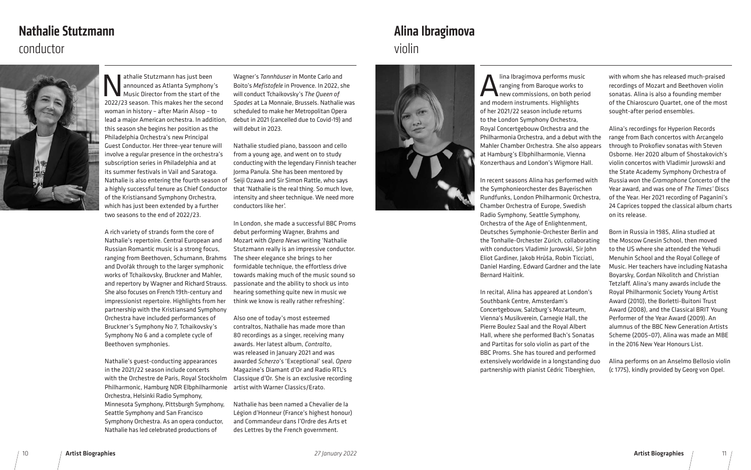## Nathalie Stutzmann

conductor

Nathalie Stutzmann has just been announced as Atlanta Symphony's Music Director from the start of the 2022/23 season. This makes her the second woman in history – after Marin Alsop – to lead a major American orchestra. In addition, this season she begins her position as the Philadelphia Orchestra's new Principal Guest Conductor. Her three-year tenure will involve a regular presence in the orchestra's subscription series in Philadelphia and at its summer festivals in Vail and Saratoga. Nathalie is also entering the fourth season of a highly successful tenure as Chief Conductor of the Kristiansand Symphony Orchestra, which has just been extended by a further two seasons to the end of 2022/23.

A rich variety of strands form the core of Nathalie's repertoire. Central European and Russian Romantic music is a strong focus, ranging from Beethoven, Schumann, Brahms and Dvořák through to the larger symphonic works of Tchaikovsky, Bruckner and Mahler, and repertory by Wagner and Richard Strauss. She also focuses on French 19th-century and impressionist repertoire. Highlights from her partnership with the Kristiansand Symphony Orchestra have included performances of Bruckner's Symphony No 7, Tchaikovsky's Symphony No 6 and a complete cycle of Beethoven symphonies.

Nathalie's guest-conducting appearances in the 2021/22 season include concerts with the Orchestre de Paris, Royal Stockholm Philharmonic, Hamburg NDR Elbphilharmonie Orchestra, Helsinki Radio Symphony, Minnesota Symphony, Pittsburgh Symphony, Seattle Symphony and San Francisco Symphony Orchestra. As an opera conductor, Nathalie has led celebrated productions of Wagner's *Tannhäuser* in Monte Carlo and Boito's *Mefistofele* in Provence. In 2022, she will conduct Tchaikovsky's *The Queen of Spades* at La Monnaie, Brussels. Nathalie was scheduled to make her Metropolitan Opera debut in 2021 (cancelled due to Covid-19) and will debut in 2023.

Nathalie studied piano, bassoon and cello from a young age, and went on to study conducting with the legendary Finnish teacher Jorma Panula. She has been mentored by Seiji Ozawa and Sir Simon Rattle, who says that 'Nathalie is the real thing. So much love, intensity and sheer technique. We need more conductors like her'.

In London, she made a successful BBC Proms debut performing Wagner, Brahms and Mozart with *Opera News* writing 'Nathalie Stutzmann really is an impressive conductor. The sheer elegance she brings to her formidable technique, the effortless drive towards making much of the music sound so passionate and the ability to shock us into hearing something quite new in music we think we know is really rather refreshing'.

Also one of today's most esteemed contraltos, Nathalie has made more than 80 recordings as a singer, receiving many awards. Her latest album, *Contralto*, was released in January 2021 and was awarded *Scherzo*'s 'Exceptional' seal, *Opera* Magazine's Diamant d'Or and Radio RTL's Classique d'Or. She is an exclusive recording artist with Warner Classics/Erato.

Nathalie has been named a Chevalier de la Légion d'Honneur (France's highest honour) and Commandeur dans l'Ordre des Arts et des Lettres by the French government.

## Alina Ibragimova

violin

Alina Ibragimova performs music ranging from Baroque works to new commissions, on both period and modern instruments. Highlights of her 2021/22 season include returns to the London Symphony Orchestra, Royal Concertgebouw Orchestra and the Philharmonia Orchestra, and a debut with the Mahler Chamber Orchestra. She also appears at Hamburg's Elbphilharmonie, Vienna Konzerthaus and London's Wigmore Hall.

In recent seasons Alina has performed with the Symphonieorchester des Bayerischen Rundfunks, London Philharmonic Orchestra, Chamber Orchestra of Europe, Swedish Radio Symphony, Seattle Symphony, Orchestra of the Age of Enlightenment, Deutsches Symphonie-Orchester Berlin and the Tonhalle-Orchester Zürich, collaborating with conductors Vladimir Jurowski, Sir John Eliot Gardiner, Jakob Hrůša, Robin Ticciati, Daniel Harding, Edward Gardner and the late Bernard Haitink.

In recital, Alina has appeared at London's Southbank Centre, Amsterdam's Concertgebouw, Salzburg's Mozarteum, Vienna's Musikverein, Carnegie Hall, the Pierre Boulez Saal and the Royal Albert Hall, where she performed Bach's Sonatas and Partitas for solo violin as part of the BBC Proms. She has toured and performed extensively worldwide in a longstanding duo partnership with pianist Cédric Tiberghien, with whom she has released much-praised recordings of Mozart and Beethoven violin sonatas. Alina is also a founding member of the Chiaroscuro Quartet, one of the most sought-after period ensembles.

Alina's recordings for Hyperion Records range from Bach concertos with Arcangelo through to Prokofiev sonatas with Steven Osborne. Her 2020 album of Shostakovich's violin concertos with Vladimir Jurowski and the State Academy Symphony Orchestra of Russia won the *Gramophone* Concerto of the Year award, and was one of *The Times'* Discs of the Year. Her 2021 recording of Paganini's 24 Caprices topped the classical album charts on its release.

Born in Russia in 1985, Alina studied at the Moscow Gnesin School, then moved to the US where she attended the Yehudi Menuhin School and the Royal College of Music. Her teachers have including Natasha Boyarsky, Gordan Nikolitch and Christian Tetzlaff. Alina's many awards include the Royal Philharmonic Society Young Artist Award (2010), the Borletti-Buitoni Trust Award (2008), and the Classical BRIT Young Performer of the Year Award (2009). An alumnus of the BBC New Generation Artists Scheme (2005–07), Alina was made an MBE in the 2016 New Year Honours List.

Alina performs on an Anselmo Bellosio violin (c 1775), kindly provided by Georg von Opel.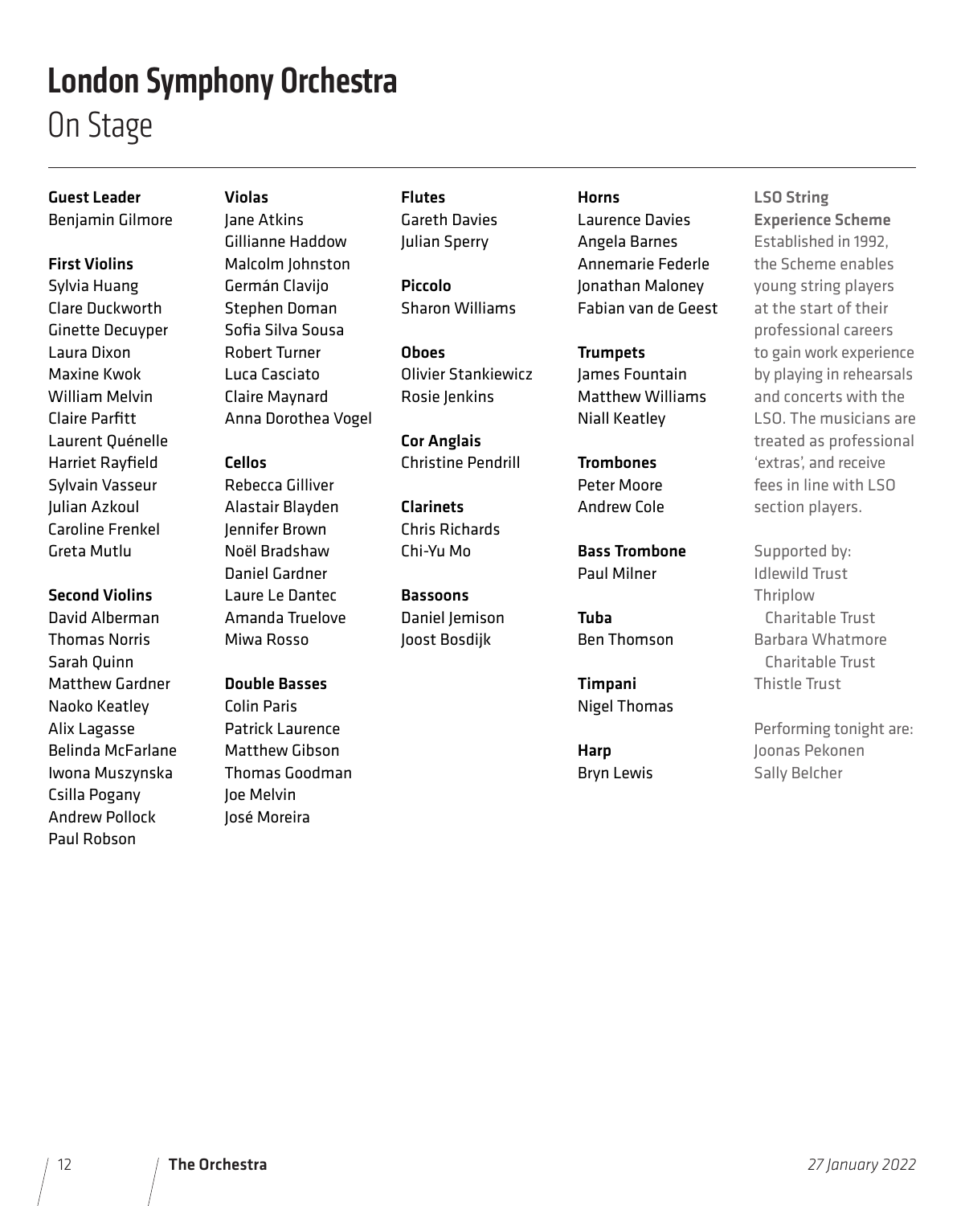# London Symphony Orchestra

## On Stage

**Guest Leader**
Benjamin Gilmore

**First Violins**
Sylvia Huang
Clare Duckworth
Ginette Decuyper
Laura Dixon
Maxine Kwok
William Melvin
Claire Parfitt
Laurent Quénelle
Harriet Rayfield
Sylvain Vasseur
Julian Azkoul
Caroline Frenkel
Greta Mutlu

**Second Violins**
David Alberman
Thomas Norris
Sarah Quinn
Matthew Gardner
Naoko Keatley
Alix Lagasse
Belinda McFarlane
Iwona Muszynska
Csilla Pogany
Andrew Pollock
Paul Robson

**Violas**
Jane Atkins
Gillianne Haddow
Malcolm Johnston
Germán Clavijo
Stephen Doman
Sofia Silva Sousa
Robert Turner
Luca Casciato
Claire Maynard
Anna Dorothea Vogel

**Cellos**
Rebecca Gilliver
Alastair Blayden
Jennifer Brown
Noël Bradshaw
Daniel Gardner
Laure Le Dantec
Amanda Truelove
Miwa Rosso

**Double Basses**
Colin Paris
Patrick Laurence
Matthew Gibson
Thomas Goodman
Joe Melvin
José Moreira

**Flutes**
Gareth Davies
Julian Sperry

**Piccolo**
Sharon Williams

**Oboes**
Olivier Stankiewicz
Rosie Jenkins

**Cor Anglais**
Christine Pendrill

**Clarinets**
Chris Richards
Chi-Yu Mo

**Bassoons**
Daniel Jemison
Joost Bosdijk

**Horns**
Laurence Davies
Angela Barnes
Annemarie Federle
Jonathan Maloney
Fabian van de Geest

**Trumpets**
James Fountain
Matthew Williams
Niall Keatley

**Trombones**
Peter Moore
Andrew Cole

**Bass Trombone**
Paul Milner

**Tuba**
Ben Thomson

**Timpani**
Nigel Thomas

**Harp**
Bryn Lewis

**LSO String Experience Scheme**
Established in 1992, the Scheme enables young string players at the start of their professional careers to gain work experience by playing in rehearsals and concerts with the LSO. The musicians are treated as professional 'extras', and receive fees in line with LSO section players.

Supported by:
Idlewild Trust
Thriplow Charitable Trust
Barbara Whatmore Charitable Trust
Thistle Trust

Performing tonight are:
Joonas Pekonen
Sally Belcher